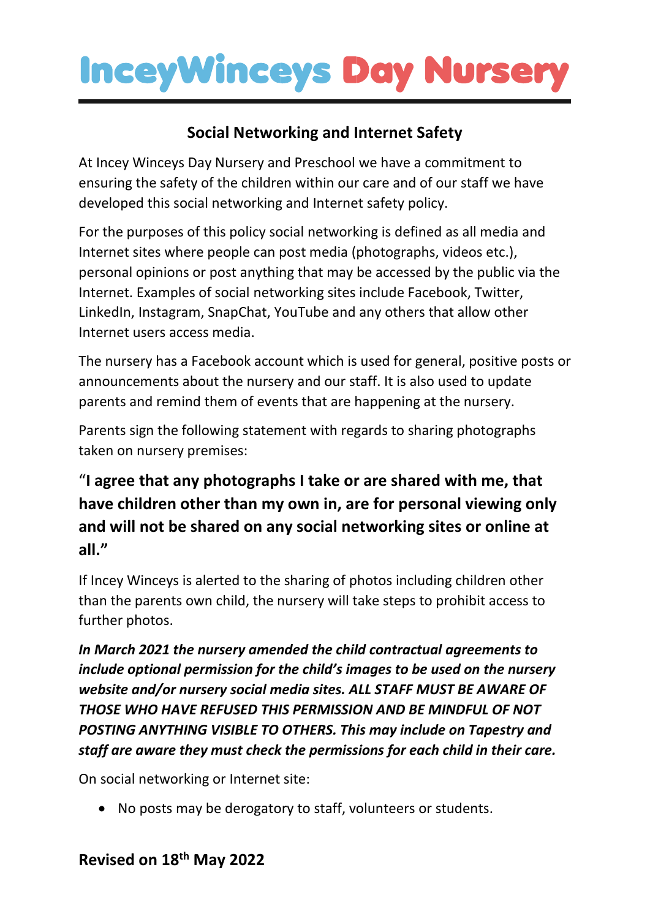# InceyWinceys Day Nursery

## Social Networking and Internet Safety

At Incey Winceys Day Nursery and Preschool we have a commitment to ensuring the safety of the children within our care and of our staff we have developed this social networking and Internet safety policy.

For the purposes of this policy social networking is defined as all media and Internet sites where people can post media (photographs, videos etc.), personal opinions or post anything that may be accessed by the public via the Internet. Examples of social networking sites include Facebook, Twitter, LinkedIn, Instagram, SnapChat, YouTube and any others that allow other Internet users access media.

The nursery has a Facebook account which is used for general, positive posts or announcements about the nursery and our staff. It is also used to update parents and remind them of events that are happening at the nursery.

Parents sign the following statement with regards to sharing photographs taken on nursery premises:

### "I agree that any photographs I take or are shared with me, that have children other than my own in, are for personal viewing only and will not be shared on any social networking sites or online at all."

If Incey Winceys is alerted to the sharing of photos including children other than the parents own child, the nursery will take steps to prohibit access to further photos.

***In March 2021 the nursery amended the child contractual agreements to include optional permission for the child's images to be used on the nursery website and/or nursery social media sites. ALL STAFF MUST BE AWARE OF THOSE WHO HAVE REFUSED THIS PERMISSION AND BE MINDFUL OF NOT POSTING ANYTHING VISIBLE TO OTHERS. This may include on Tapestry and staff are aware they must check the permissions for each child in their care.***

On social networking or Internet site:

- No posts may be derogatory to staff, volunteers or students.

**Revised on 18th May 2022**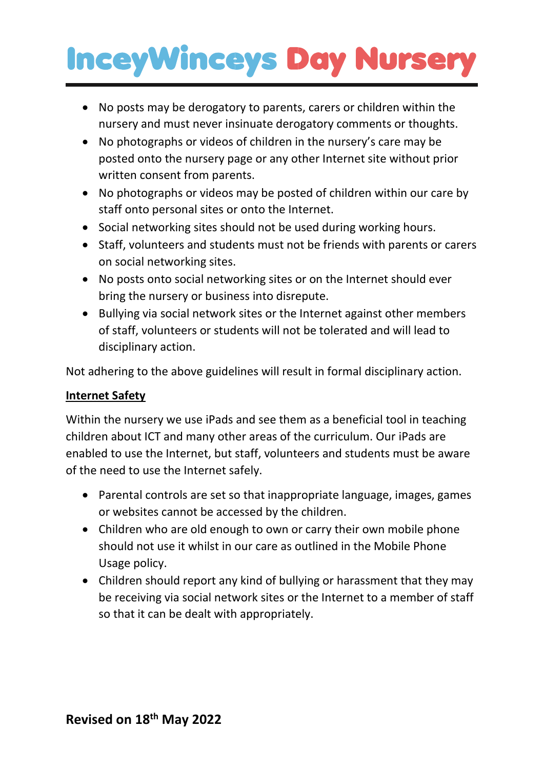- No posts may be derogatory to parents, carers or children within the nursery and must never insinuate derogatory comments or thoughts.
- No photographs or videos of children in the nursery's care may be posted onto the nursery page or any other Internet site without prior written consent from parents.
- No photographs or videos may be posted of children within our care by staff onto personal sites or onto the Internet.
- Social networking sites should not be used during working hours.
- Staff, volunteers and students must not be friends with parents or carers on social networking sites.
- No posts onto social networking sites or on the Internet should ever bring the nursery or business into disrepute.
- Bullying via social network sites or the Internet against other members of staff, volunteers or students will not be tolerated and will lead to disciplinary action.

Not adhering to the above guidelines will result in formal disciplinary action.

**Internet Safety**

Within the nursery we use iPads and see them as a beneficial tool in teaching children about ICT and many other areas of the curriculum. Our iPads are enabled to use the Internet, but staff, volunteers and students must be aware of the need to use the Internet safely.

- Parental controls are set so that inappropriate language, images, games or websites cannot be accessed by the children.
- Children who are old enough to own or carry their own mobile phone should not use it whilst in our care as outlined in the Mobile Phone Usage policy.
- Children should report any kind of bullying or harassment that they may be receiving via social network sites or the Internet to a member of staff so that it can be dealt with appropriately.

**Revised on 18th May 2022**